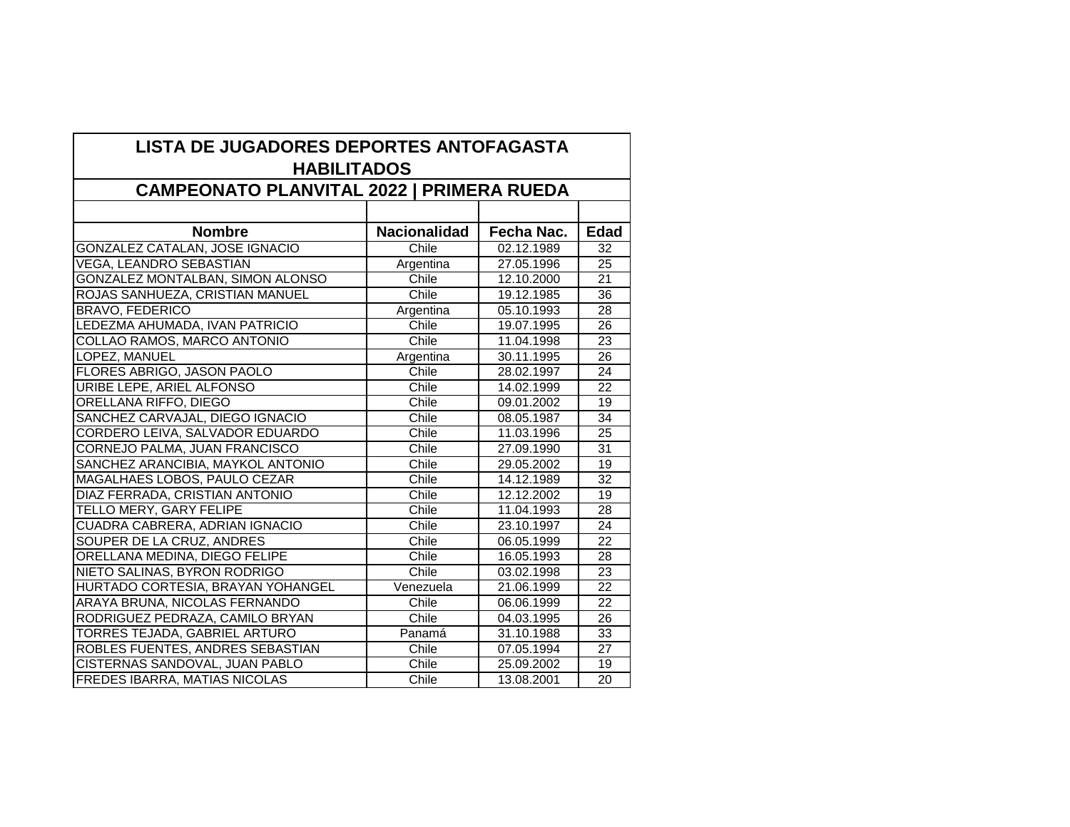# LISTA DE JUGADORES DEPORTES ANTOFAGASTA HABILITADOS

## CAMPEONATO PLANVITAL 2022 | PRIMERA RUEDA

| Nombre | Nacionalidad | Fecha Nac. | Edad |
|---|---|---|---|
| GONZALEZ CATALAN, JOSE IGNACIO | Chile | 02.12.1989 | 32 |
| VEGA, LEANDRO SEBASTIAN | Argentina | 27.05.1996 | 25 |
| GONZALEZ MONTALBAN, SIMON ALONSO | Chile | 12.10.2000 | 21 |
| ROJAS SANHUEZA, CRISTIAN MANUEL | Chile | 19.12.1985 | 36 |
| BRAVO, FEDERICO | Argentina | 05.10.1993 | 28 |
| LEDEZMA AHUMADA, IVAN PATRICIO | Chile | 19.07.1995 | 26 |
| COLLAO RAMOS, MARCO ANTONIO | Chile | 11.04.1998 | 23 |
| LOPEZ, MANUEL | Argentina | 30.11.1995 | 26 |
| FLORES ABRIGO, JASON PAOLO | Chile | 28.02.1997 | 24 |
| URIBE LEPE, ARIEL ALFONSO | Chile | 14.02.1999 | 22 |
| ORELLANA RIFFO, DIEGO | Chile | 09.01.2002 | 19 |
| SANCHEZ CARVAJAL, DIEGO IGNACIO | Chile | 08.05.1987 | 34 |
| CORDERO LEIVA, SALVADOR EDUARDO | Chile | 11.03.1996 | 25 |
| CORNEJO PALMA, JUAN FRANCISCO | Chile | 27.09.1990 | 31 |
| SANCHEZ ARANCIBIA, MAYKOL ANTONIO | Chile | 29.05.2002 | 19 |
| MAGALHAES LOBOS, PAULO CEZAR | Chile | 14.12.1989 | 32 |
| DIAZ FERRADA, CRISTIAN ANTONIO | Chile | 12.12.2002 | 19 |
| TELLO MERY, GARY FELIPE | Chile | 11.04.1993 | 28 |
| CUADRA CABRERA, ADRIAN IGNACIO | Chile | 23.10.1997 | 24 |
| SOUPER DE LA CRUZ, ANDRES | Chile | 06.05.1999 | 22 |
| ORELLANA MEDINA, DIEGO FELIPE | Chile | 16.05.1993 | 28 |
| NIETO SALINAS, BYRON RODRIGO | Chile | 03.02.1998 | 23 |
| HURTADO CORTESIA, BRAYAN YOHANGEL | Venezuela | 21.06.1999 | 22 |
| ARAYA BRUNA, NICOLAS FERNANDO | Chile | 06.06.1999 | 22 |
| RODRIGUEZ PEDRAZA, CAMILO BRYAN | Chile | 04.03.1995 | 26 |
| TORRES TEJADA, GABRIEL ARTURO | Panamá | 31.10.1988 | 33 |
| ROBLES FUENTES, ANDRES SEBASTIAN | Chile | 07.05.1994 | 27 |
| CISTERNAS SANDOVAL, JUAN PABLO | Chile | 25.09.2002 | 19 |
| FREDES IBARRA, MATIAS NICOLAS | Chile | 13.08.2001 | 20 |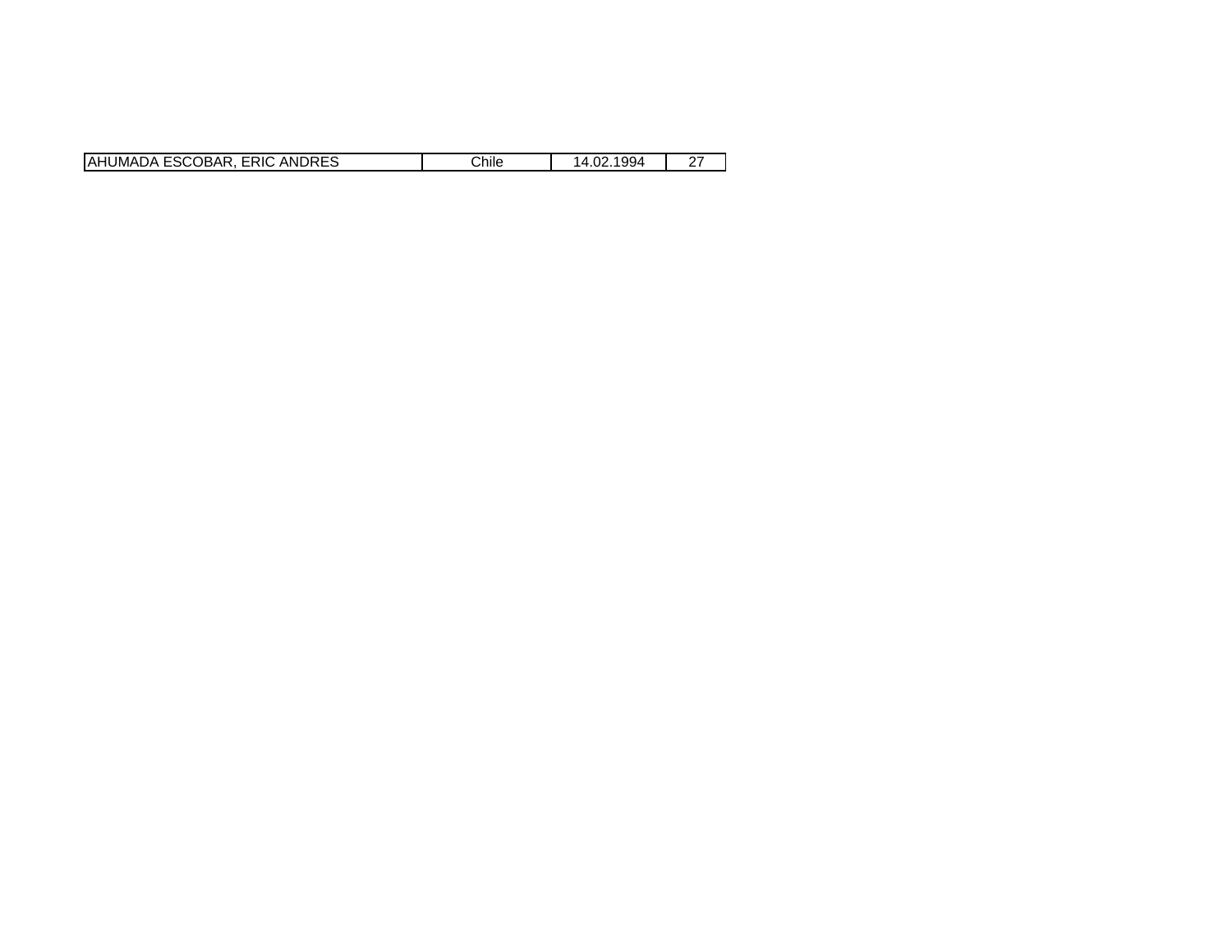| | | | |
|---|---|---|---|
| AHUMADA ESCOBAR, ERIC ANDRES | Chile | 14.02.1994 | 27 |